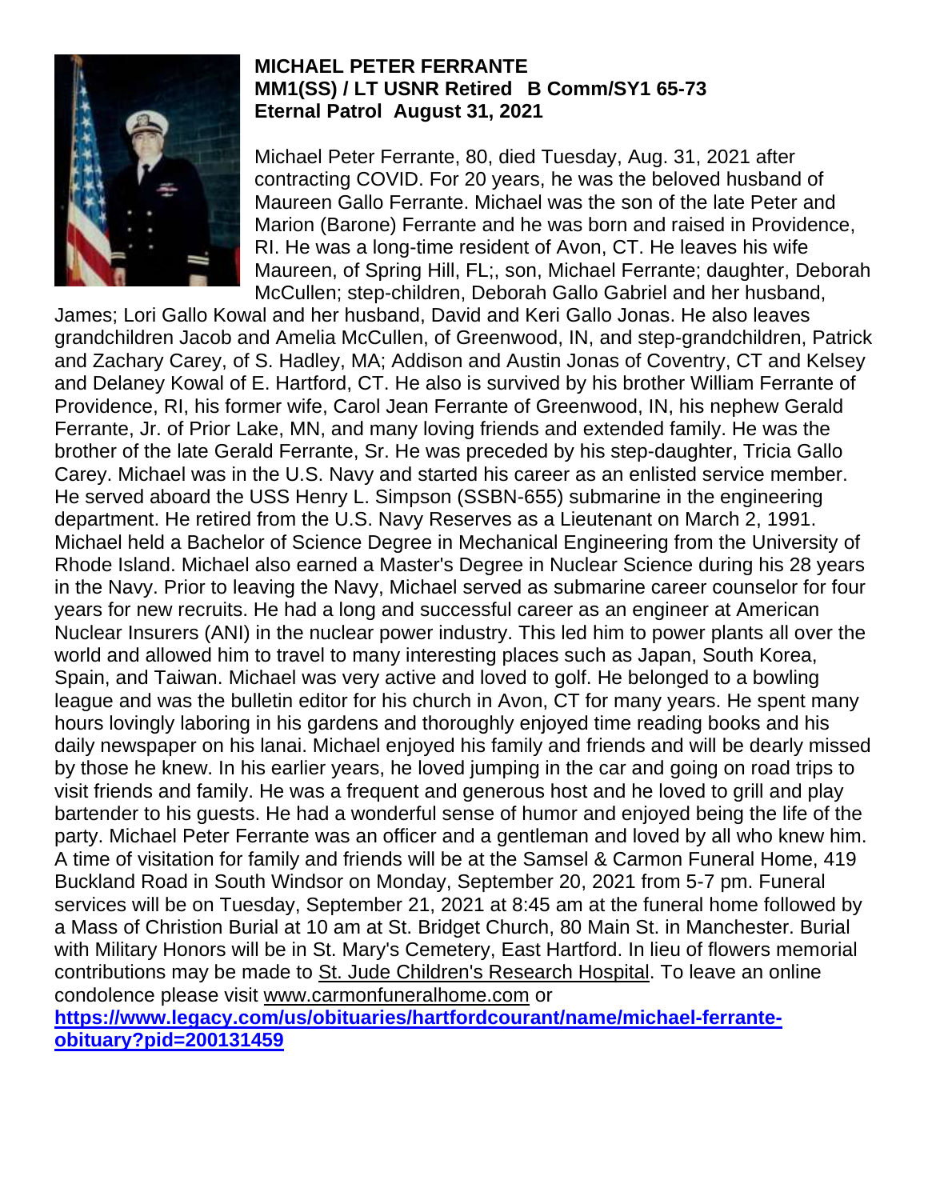**MICHAEL PETER FERRANTE**
**MM1(SS) / LT USNR Retired B Comm/SY1 65-73**
**Eternal Patrol August 31, 2021**

Michael Peter Ferrante, 80, died Tuesday, Aug. 31, 2021 after contracting COVID. For 20 years, he was the beloved husband of Maureen Gallo Ferrante. Michael was the son of the late Peter and Marion (Barone) Ferrante and he was born and raised in Providence, RI. He was a long-time resident of Avon, CT. He leaves his wife Maureen, of Spring Hill, FL;, son, Michael Ferrante; daughter, Deborah McCullen; step-children, Deborah Gallo Gabriel and her husband, James; Lori Gallo Kowal and her husband, David and Keri Gallo Jonas. He also leaves grandchildren Jacob and Amelia McCullen, of Greenwood, IN, and step-grandchildren, Patrick and Zachary Carey, of S. Hadley, MA; Addison and Austin Jonas of Coventry, CT and Kelsey and Delaney Kowal of E. Hartford, CT. He also is survived by his brother William Ferrante of Providence, RI, his former wife, Carol Jean Ferrante of Greenwood, IN, his nephew Gerald Ferrante, Jr. of Prior Lake, MN, and many loving friends and extended family. He was the brother of the late Gerald Ferrante, Sr. He was preceded by his step-daughter, Tricia Gallo Carey. Michael was in the U.S. Navy and started his career as an enlisted service member. He served aboard the USS Henry L. Simpson (SSBN-655) submarine in the engineering department. He retired from the U.S. Navy Reserves as a Lieutenant on March 2, 1991. Michael held a Bachelor of Science Degree in Mechanical Engineering from the University of Rhode Island. Michael also earned a Master's Degree in Nuclear Science during his 28 years in the Navy. Prior to leaving the Navy, Michael served as submarine career counselor for four years for new recruits. He had a long and successful career as an engineer at American Nuclear Insurers (ANI) in the nuclear power industry. This led him to power plants all over the world and allowed him to travel to many interesting places such as Japan, South Korea, Spain, and Taiwan. Michael was very active and loved to golf. He belonged to a bowling league and was the bulletin editor for his church in Avon, CT for many years. He spent many hours lovingly laboring in his gardens and thoroughly enjoyed time reading books and his daily newspaper on his lanai. Michael enjoyed his family and friends and will be dearly missed by those he knew. In his earlier years, he loved jumping in the car and going on road trips to visit friends and family. He was a frequent and generous host and he loved to grill and play bartender to his guests. He had a wonderful sense of humor and enjoyed being the life of the party. Michael Peter Ferrante was an officer and a gentleman and loved by all who knew him. A time of visitation for family and friends will be at the Samsel & Carmon Funeral Home, 419 Buckland Road in South Windsor on Monday, September 20, 2021 from 5-7 pm. Funeral services will be on Tuesday, September 21, 2021 at 8:45 am at the funeral home followed by a Mass of Christion Burial at 10 am at St. Bridget Church, 80 Main St. in Manchester. Burial with Military Honors will be in St. Mary's Cemetery, East Hartford. In lieu of flowers memorial contributions may be made to St. Jude Children's Research Hospital. To leave an online condolence please visit www.carmonfuneralhome.com or **https://www.legacy.com/us/obituaries/hartfordcourant/name/michael-ferrante-obituary?pid=200131459**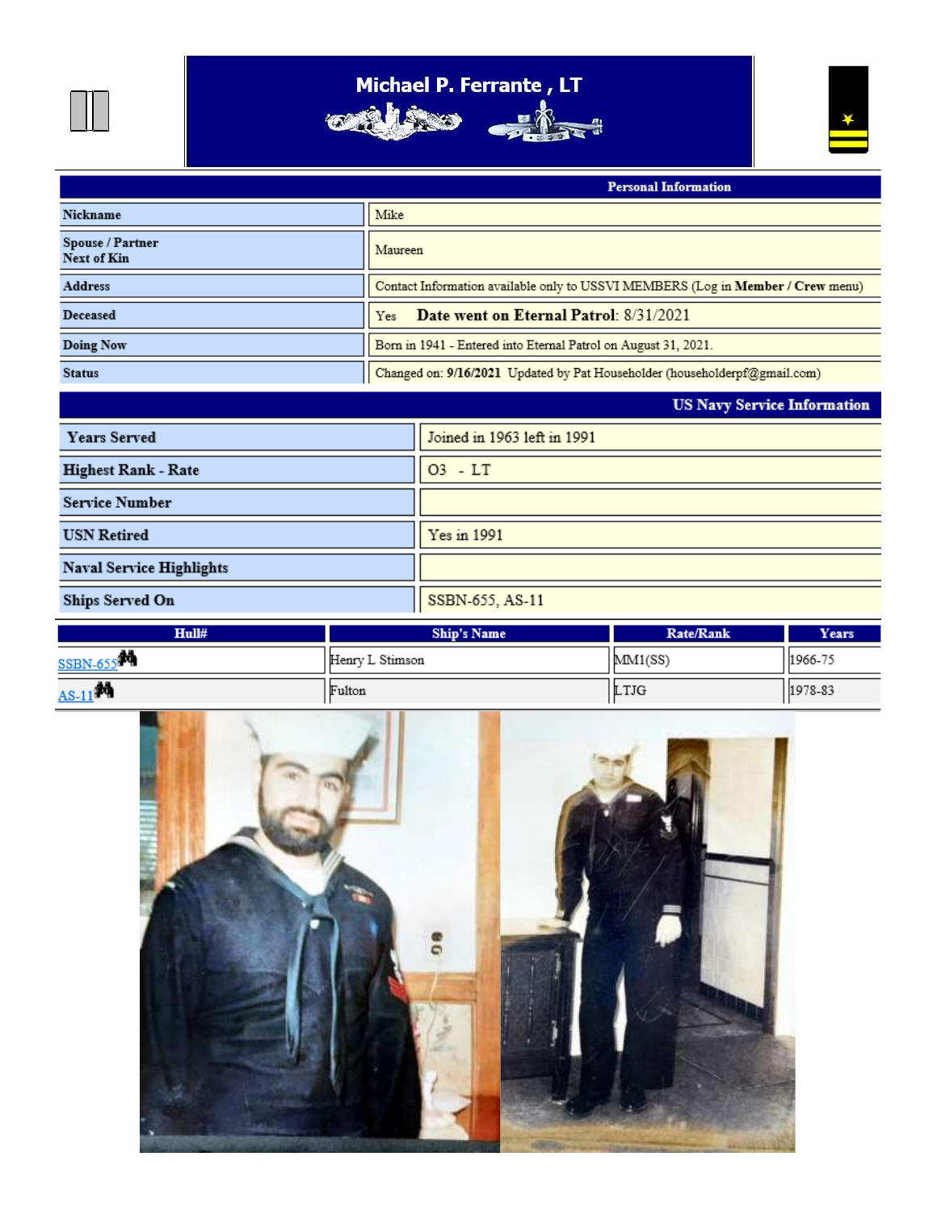# Michael P. Ferrante , LT

| Personal Information | |
|---|---|
| Nickname | Mike |
| Spouse / Partner Next of Kin | Maureen |
| Address | Contact Information available only to USSVI MEMBERS (Log in **Member / Crew** menu) |
| Deceased | Yes **Date went on Eternal Patrol**: 8/31/2021 |
| Doing Now | Born in 1941 - Entered into Eternal Patrol on August 31, 2021. |
| Status | Changed on: **9/16/2021** Updated by Pat Householder (householderpf@gmail.com) |

| US Navy Service Information | |
|---|---|
| Years Served | Joined in 1963 left in 1991 |
| Highest Rank - Rate | O3 - LT |
| Service Number | |
| USN Retired | Yes in 1991 |
| Naval Service Highlights | |
| Ships Served On | SSBN-655, AS-11 |

| Hull# | Ship's Name | Rate/Rank | Years |
|---|---|---|---|
| SSBN-655 | Henry L Stimson | MM1(SS) | 1966-75 |
| AS-11 | Fulton | LTJG | 1978-83 |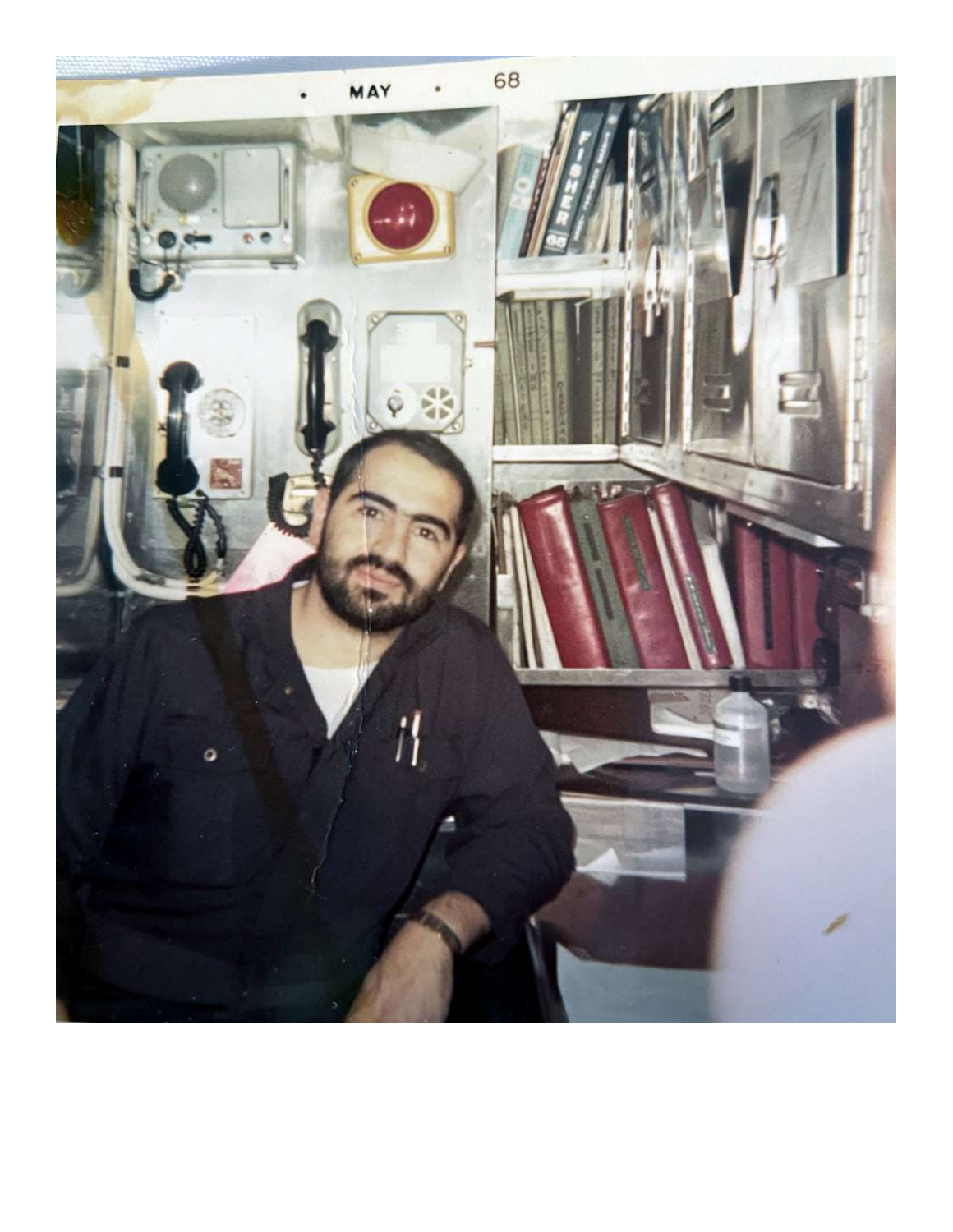• MAY • 68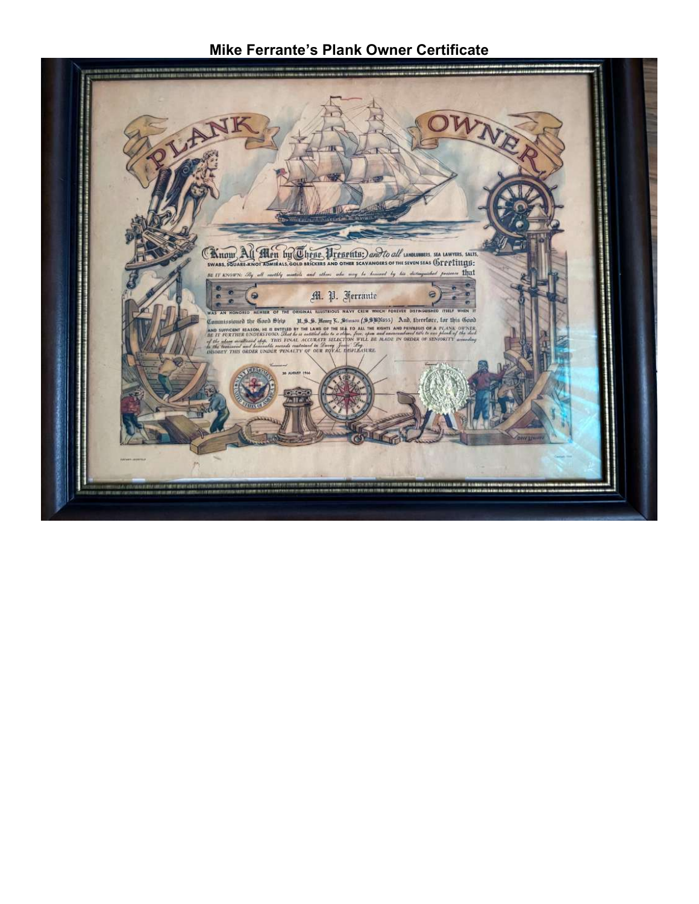**Mike Ferrante's Plank Owner Certificate**

PLANK OWNER

Know All Men by These Presents: and to all LANDLUBBERS, SEA LAWYERS, SALTS, SWABS, SQUARE-KNOT ADMIRALS, GOLD BRICKERS AND OTHER SCAVANGERS OF THE SEVEN SEAS Greetings:

BE IT KNOWN: By all earthly mortals and others who may be honored by his distinguished presence that

M. P. Ferrante

WAS AN HONORED MEMBER OF THE ORIGINAL ILLUSTRIOUS NAVY CREW WHICH FOREVER DISTINGUISHED ITSELF WHEN IT Commissioned the Good Ship U.S.S. Henry L. Stimson (SSBN655) And, therefore, for this Good AND SUFFICIENT REASON, HE IS ENTITLED BY THE LAWS OF THE SEA TO ALL THE RIGHTS AND PRIVILEGES OF A PLANK OWNER. BE IT FURTHER UNDERSTOOD: That he is entitled also to a clear, free, open and unencumbered title to one plank of the deck of the above mentioned ship. THIS FINAL ACCURATE SELECTION WILL BE MADE IN ORDER OF SENIORITY according to the treasured and honorable records contained in Davey Jones' Log. DISOBEY THIS ORDER UNDER PENALTY OF OUR ROYAL DISPLEASURE.

Commissioned 20 AUGUST 1966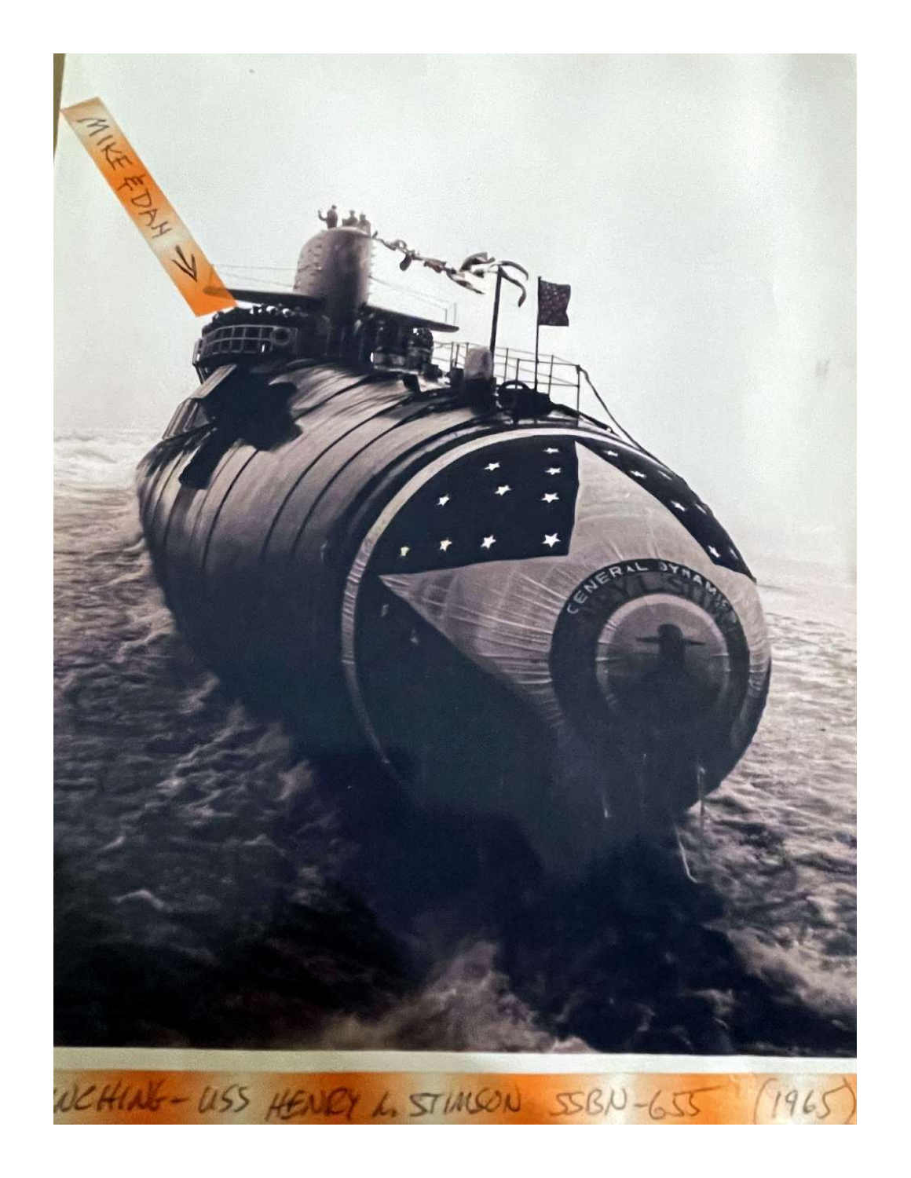MIKE & DAN ↓

UNCHING - USS HENRY L. STIMSON SSBN-655 (1965)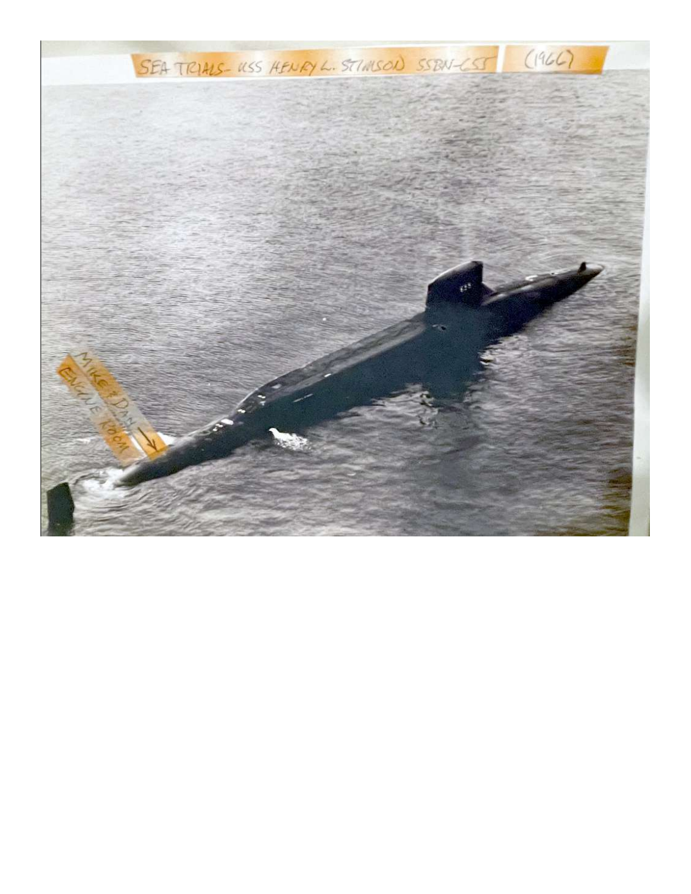SEA TRIALS- USS HENRY L. STIMSON SSBN-655 (1966)

MIKE & DAN
ENGINE ROOM